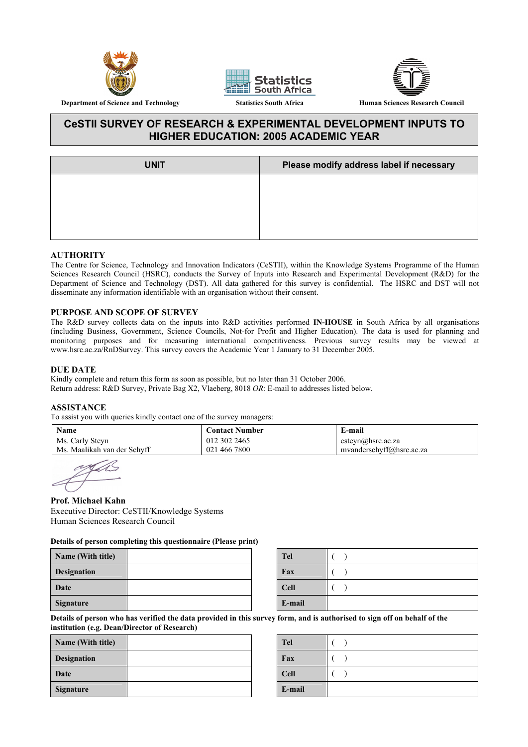Department of Science and Technology | Statistics South Africa | Human Sciences Research Council

# CeSTII SURVEY OF RESEARCH & EXPERIMENTAL DEVELOPMENT INPUTS TO HIGHER EDUCATION: 2005 ACADEMIC YEAR

| UNIT | Please modify address label if necessary |
|---|---|
| | |

## AUTHORITY

The Centre for Science, Technology and Innovation Indicators (CeSTII), within the Knowledge Systems Programme of the Human Sciences Research Council (HSRC), conducts the Survey of Inputs into Research and Experimental Development (R&D) for the Department of Science and Technology (DST). All data gathered for this survey is confidential. The HSRC and DST will not disseminate any information identifiable with an organisation without their consent.

## PURPOSE AND SCOPE OF SURVEY

The R&D survey collects data on the inputs into R&D activities performed **IN-HOUSE** in South Africa by all organisations (including Business, Government, Science Councils, Not-for Profit and Higher Education). The data is used for planning and monitoring purposes and for measuring international competitiveness. Previous survey results may be viewed at www.hsrc.ac.za/RnDSurvey. This survey covers the Academic Year 1 January to 31 December 2005.

## DUE DATE

Kindly complete and return this form as soon as possible, but no later than 31 October 2006.
Return address: R&D Survey, Private Bag X2, Vlaeberg, 8018 *OR*: E-mail to addresses listed below.

## ASSISTANCE

To assist you with queries kindly contact one of the survey managers:

| Name | Contact Number | E-mail |
|---|---|---|
| Ms. Carly Steyn | 012 302 2465 | csteyn@hsrc.ac.za |
| Ms. Maalikah van der Schyff | 021 466 7800 | mvanderschyff@hsrc.ac.za |

**Prof. Michael Kahn**
Executive Director: CeSTII/Knowledge Systems
Human Sciences Research Council

**Details of person completing this questionnaire (Please print)**

| Name (With title) | | | Tel | ( ) |
|---|---|---|---|---|
| Designation | | | Fax | ( ) |
| Date | | | Cell | ( ) |
| Signature | | | E-mail | |

**Details of person who has verified the data provided in this survey form, and is authorised to sign off on behalf of the institution (e.g. Dean/Director of Research)**

| Name (With title) | | | Tel | ( ) |
|---|---|---|---|---|
| Designation | | | Fax | ( ) |
| Date | | | Cell | ( ) |
| Signature | | | E-mail | |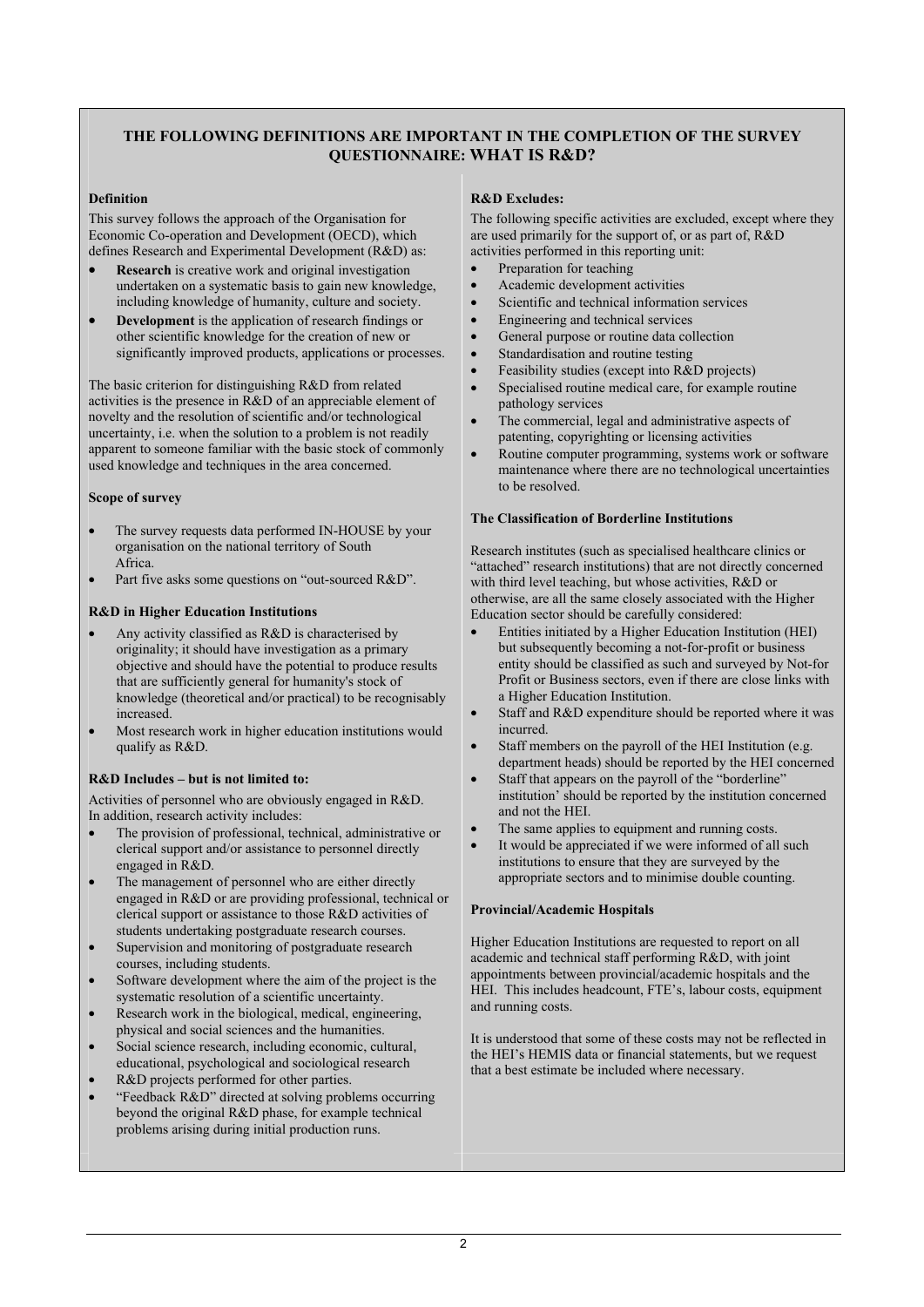## THE FOLLOWING DEFINITIONS ARE IMPORTANT IN THE COMPLETION OF THE SURVEY QUESTIONNAIRE: WHAT IS R&D?

### Definition

This survey follows the approach of the Organisation for Economic Co-operation and Development (OECD), which defines Research and Experimental Development (R&D) as:

- **Research** is creative work and original investigation undertaken on a systematic basis to gain new knowledge, including knowledge of humanity, culture and society.
- **Development** is the application of research findings or other scientific knowledge for the creation of new or significantly improved products, applications or processes.

The basic criterion for distinguishing R&D from related activities is the presence in R&D of an appreciable element of novelty and the resolution of scientific and/or technological uncertainty, i.e. when the solution to a problem is not readily apparent to someone familiar with the basic stock of commonly used knowledge and techniques in the area concerned.

### Scope of survey

- The survey requests data performed IN-HOUSE by your organisation on the national territory of South Africa.
- Part five asks some questions on "out-sourced R&D".

### R&D in Higher Education Institutions

- Any activity classified as R&D is characterised by originality; it should have investigation as a primary objective and should have the potential to produce results that are sufficiently general for humanity's stock of knowledge (theoretical and/or practical) to be recognisably increased.
- Most research work in higher education institutions would qualify as R&D.

### R&D Includes – but is not limited to:

Activities of personnel who are obviously engaged in R&D. In addition, research activity includes:

- The provision of professional, technical, administrative or clerical support and/or assistance to personnel directly engaged in R&D.
- The management of personnel who are either directly engaged in R&D or are providing professional, technical or clerical support or assistance to those R&D activities of students undertaking postgraduate research courses.
- Supervision and monitoring of postgraduate research courses, including students.
- Software development where the aim of the project is the systematic resolution of a scientific uncertainty.
- Research work in the biological, medical, engineering, physical and social sciences and the humanities.
- Social science research, including economic, cultural, educational, psychological and sociological research
- R&D projects performed for other parties.
- "Feedback R&D" directed at solving problems occurring beyond the original R&D phase, for example technical problems arising during initial production runs.

### R&D Excludes:

The following specific activities are excluded, except where they are used primarily for the support of, or as part of, R&D activities performed in this reporting unit:

- Preparation for teaching
- Academic development activities
- Scientific and technical information services
- Engineering and technical services
- General purpose or routine data collection
- Standardisation and routine testing
- Feasibility studies (except into R&D projects)
- Specialised routine medical care, for example routine pathology services
- The commercial, legal and administrative aspects of patenting, copyrighting or licensing activities
- Routine computer programming, systems work or software maintenance where there are no technological uncertainties to be resolved.

### The Classification of Borderline Institutions

Research institutes (such as specialised healthcare clinics or "attached" research institutions) that are not directly concerned with third level teaching, but whose activities, R&D or otherwise, are all the same closely associated with the Higher Education sector should be carefully considered:

- Entities initiated by a Higher Education Institution (HEI) but subsequently becoming a not-for-profit or business entity should be classified as such and surveyed by Not-for Profit or Business sectors, even if there are close links with a Higher Education Institution.
- Staff and R&D expenditure should be reported where it was incurred.
- Staff members on the payroll of the HEI Institution (e.g. department heads) should be reported by the HEI concerned
- Staff that appears on the payroll of the "borderline" institution' should be reported by the institution concerned and not the HEI.
- The same applies to equipment and running costs.
- It would be appreciated if we were informed of all such institutions to ensure that they are surveyed by the appropriate sectors and to minimise double counting.

### Provincial/Academic Hospitals

Higher Education Institutions are requested to report on all academic and technical staff performing R&D, with joint appointments between provincial/academic hospitals and the HEI. This includes headcount, FTE's, labour costs, equipment and running costs.

It is understood that some of these costs may not be reflected in the HEI's HEMIS data or financial statements, but we request that a best estimate be included where necessary.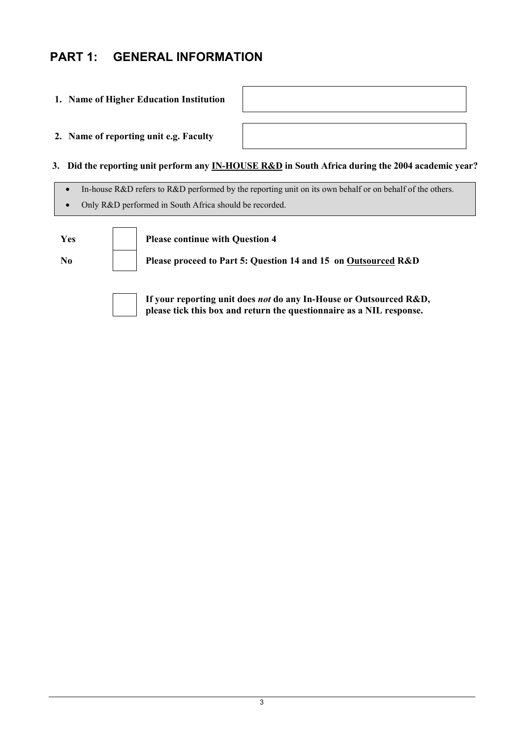# PART 1: GENERAL INFORMATION

**1. Name of Higher Education Institution**

| |
|---|
| |

**2. Name of reporting unit e.g. Faculty**

| |
|---|
| |

**3. Did the reporting unit perform any <u>IN-HOUSE R&D</u> in South Africa during the 2004 academic year?**

- In-house R&D refers to R&D performed by the reporting unit on its own behalf or on behalf of the others.
- Only R&D performed in South Africa should be recorded.

| | | |
|---|---|---|
| **Yes** | ☐ | **Please continue with Question 4** |
| **No** | ☐ | **Please proceed to Part 5: Question 14 and 15 on <u>Outsourced</u> R&D** |

☐ **If your reporting unit does *not* do any In-House or Outsourced R&D, please tick this box and return the questionnaire as a NIL response.**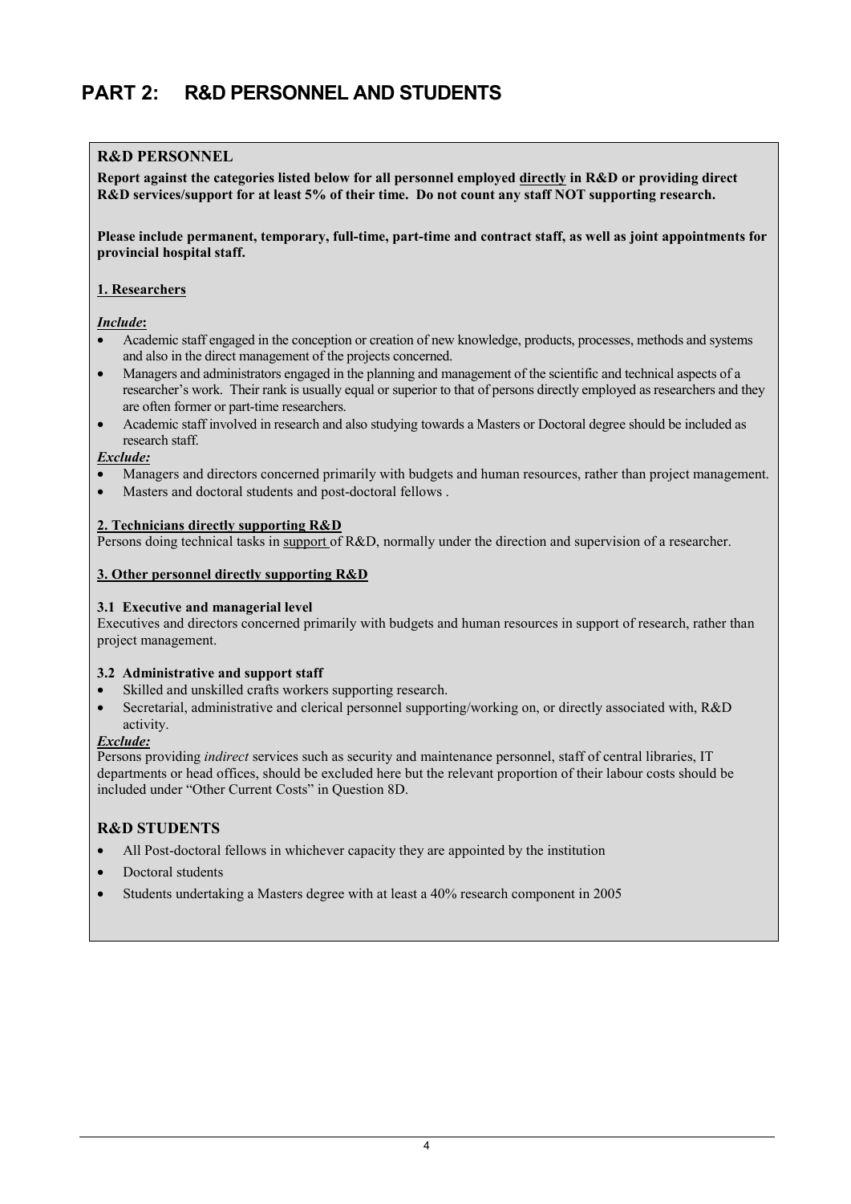# PART 2: R&D PERSONNEL AND STUDENTS

## R&D PERSONNEL

**Report against the categories listed below for all personnel employed directly in R&D or providing direct R&D services/support for at least 5% of their time. Do not count any staff NOT supporting research.**

**Please include permanent, temporary, full-time, part-time and contract staff, as well as joint appointments for provincial hospital staff.**

### 1. Researchers

***Include*:**

- Academic staff engaged in the conception or creation of new knowledge, products, processes, methods and systems and also in the direct management of the projects concerned.
- Managers and administrators engaged in the planning and management of the scientific and technical aspects of a researcher's work. Their rank is usually equal or superior to that of persons directly employed as researchers and they are often former or part-time researchers.
- Academic staff involved in research and also studying towards a Masters or Doctoral degree should be included as research staff.

***Exclude:***

- Managers and directors concerned primarily with budgets and human resources, rather than project management.
- Masters and doctoral students and post-doctoral fellows .

### 2. Technicians directly supporting R&D

Persons doing technical tasks in support of R&D, normally under the direction and supervision of a researcher.

### 3. Other personnel directly supporting R&D

#### 3.1 Executive and managerial level

Executives and directors concerned primarily with budgets and human resources in support of research, rather than project management.

#### 3.2 Administrative and support staff

- Skilled and unskilled crafts workers supporting research.
- Secretarial, administrative and clerical personnel supporting/working on, or directly associated with, R&D activity.

***Exclude:***

Persons providing *indirect* services such as security and maintenance personnel, staff of central libraries, IT departments or head offices, should be excluded here but the relevant proportion of their labour costs should be included under "Other Current Costs" in Question 8D.

## R&D STUDENTS

- All Post-doctoral fellows in whichever capacity they are appointed by the institution
- Doctoral students
- Students undertaking a Masters degree with at least a 40% research component in 2005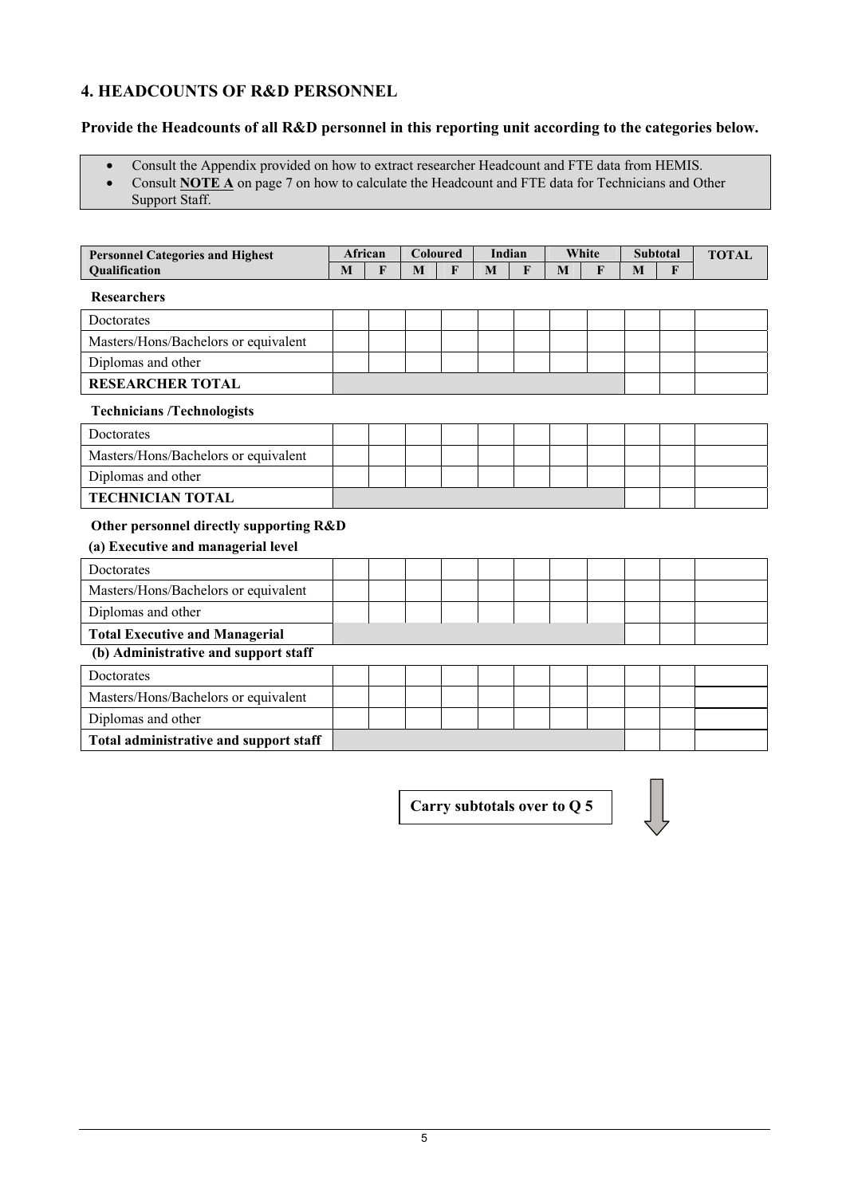## 4. HEADCOUNTS OF R&D PERSONNEL

**Provide the Headcounts of all R&D personnel in this reporting unit according to the categories below.**

- Consult the Appendix provided on how to extract researcher Headcount and FTE data from HEMIS.
- Consult **NOTE A** on page 7 on how to calculate the Headcount and FTE data for Technicians and Other Support Staff.

| Personnel Categories and Highest Qualification | African | | Coloured | | Indian | | White | | Subtotal | | TOTAL |
|---|---|---|---|---|---|---|---|---|---|---|---|
| | M | F | M | F | M | F | M | F | M | F | |
| **Researchers** | | | | | | | | | | | |
| Doctorates | | | | | | | | | | | |
| Masters/Hons/Bachelors or equivalent | | | | | | | | | | | |
| Diplomas and other | | | | | | | | | | | |
| **RESEARCHER TOTAL** | | | | | | | | | | | |
| **Technicians /Technologists** | | | | | | | | | | | |
| Doctorates | | | | | | | | | | | |
| Masters/Hons/Bachelors or equivalent | | | | | | | | | | | |
| Diplomas and other | | | | | | | | | | | |
| **TECHNICIAN TOTAL** | | | | | | | | | | | |
| **Other personnel directly supporting R&D** | | | | | | | | | | | |
| **(a) Executive and managerial level** | | | | | | | | | | | |
| Doctorates | | | | | | | | | | | |
| Masters/Hons/Bachelors or equivalent | | | | | | | | | | | |
| Diplomas and other | | | | | | | | | | | |
| **Total Executive and Managerial** | | | | | | | | | | | |
| **(b) Administrative and support staff** | | | | | | | | | | | |
| Doctorates | | | | | | | | | | | |
| Masters/Hons/Bachelors or equivalent | | | | | | | | | | | |
| Diplomas and other | | | | | | | | | | | |
| **Total administrative and support staff** | | | | | | | | | | | |

**Carry subtotals over to Q 5**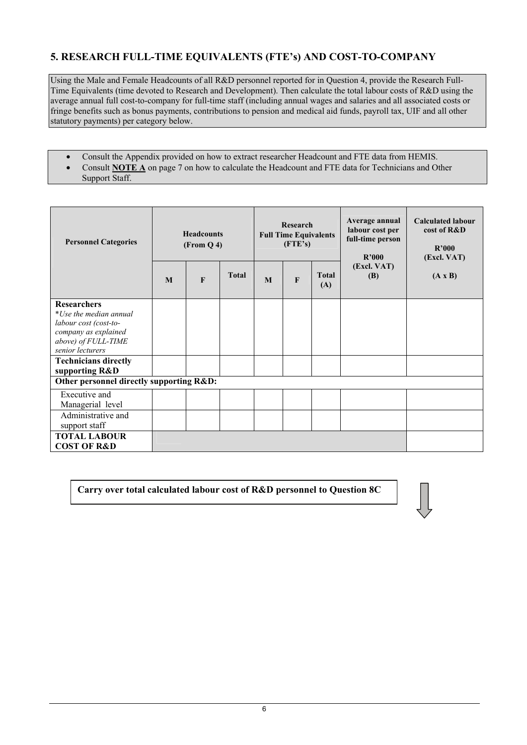## 5. RESEARCH FULL-TIME EQUIVALENTS (FTE's) AND COST-TO-COMPANY

Using the Male and Female Headcounts of all R&D personnel reported for in Question 4, provide the Research Full-Time Equivalents (time devoted to Research and Development). Then calculate the total labour costs of R&D using the average annual full cost-to-company for full-time staff (including annual wages and salaries and all associated costs or fringe benefits such as bonus payments, contributions to pension and medical aid funds, payroll tax, UIF and all other statutory payments) per category below.

- Consult the Appendix provided on how to extract researcher Headcount and FTE data from HEMIS.
- Consult **NOTE A** on page 7 on how to calculate the Headcount and FTE data for Technicians and Other Support Staff.

| Personnel Categories | Headcounts (From Q 4) | | | Research Full Time Equivalents (FTE's) | | | Average annual labour cost per full-time person R'000 (Excl. VAT) (B) | Calculated labour cost of R&D R'000 (Excl. VAT) (A x B) |
|---|---|---|---|---|---|---|---|---|
| | M | F | Total | M | F | Total (A) | | |
| **Researchers** *\*Use the median annual labour cost (cost-to-company as explained above) of FULL-TIME senior lecturers* | | | | | | | | |
| **Technicians directly supporting R&D** | | | | | | | | |
| **Other personnel directly supporting R&D:** | | | | | | | | |
| Executive and Managerial level | | | | | | | | |
| Administrative and support staff | | | | | | | | |
| **TOTAL LABOUR COST OF R&D** | | | | | | | | |

**Carry over total calculated labour cost of R&D personnel to Question 8C**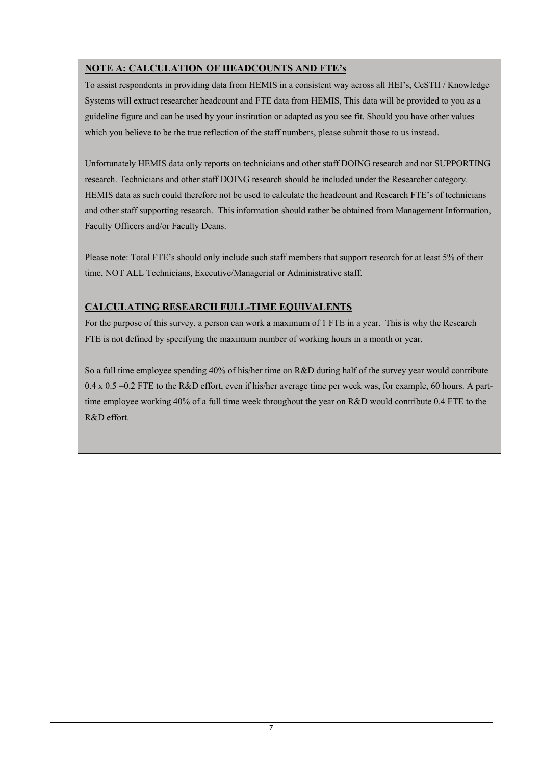## NOTE A: CALCULATION OF HEADCOUNTS AND FTE's

To assist respondents in providing data from HEMIS in a consistent way across all HEI's, CeSTII / Knowledge Systems will extract researcher headcount and FTE data from HEMIS, This data will be provided to you as a guideline figure and can be used by your institution or adapted as you see fit. Should you have other values which you believe to be the true reflection of the staff numbers, please submit those to us instead.

Unfortunately HEMIS data only reports on technicians and other staff DOING research and not SUPPORTING research. Technicians and other staff DOING research should be included under the Researcher category. HEMIS data as such could therefore not be used to calculate the headcount and Research FTE's of technicians and other staff supporting research. This information should rather be obtained from Management Information, Faculty Officers and/or Faculty Deans.

Please note: Total FTE's should only include such staff members that support research for at least 5% of their time, NOT ALL Technicians, Executive/Managerial or Administrative staff.

## CALCULATING RESEARCH FULL-TIME EQUIVALENTS

For the purpose of this survey, a person can work a maximum of 1 FTE in a year. This is why the Research FTE is not defined by specifying the maximum number of working hours in a month or year.

So a full time employee spending 40% of his/her time on R&D during half of the survey year would contribute 0.4 x 0.5 =0.2 FTE to the R&D effort, even if his/her average time per week was, for example, 60 hours. A part-time employee working 40% of a full time week throughout the year on R&D would contribute 0.4 FTE to the R&D effort.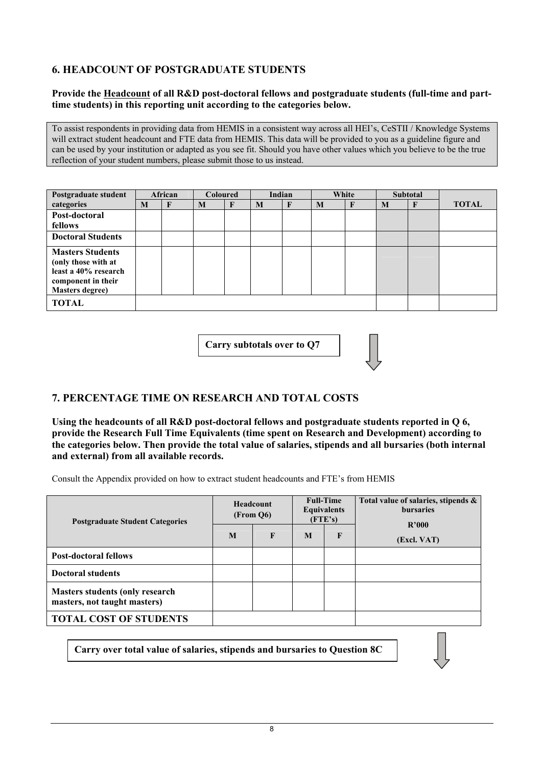## 6. HEADCOUNT OF POSTGRADUATE STUDENTS

**Provide the <u>Headcount</u> of all R&D post-doctoral fellows and postgraduate students (full-time and part-time students) in this reporting unit according to the categories below.**

To assist respondents in providing data from HEMIS in a consistent way across all HEI's, CeSTII / Knowledge Systems will extract student headcount and FTE data from HEMIS. This data will be provided to you as a guideline figure and can be used by your institution or adapted as you see fit. Should you have other values which you believe to be the true reflection of your student numbers, please submit those to us instead.

| Postgraduate student categories | African | | Coloured | | Indian | | White | | Subtotal | | TOTAL |
|---|---|---|---|---|---|---|---|---|---|---|---|
| | M | F | M | F | M | F | M | F | M | F | |
| **Post-doctoral fellows** | | | | | | | | | | | |
| **Doctoral Students** | | | | | | | | | | | |
| **Masters Students (only those with at least a 40% research component in their Masters degree)** | | | | | | | | | | | |
| **TOTAL** | | | | | | | | | | | |

**Carry subtotals over to Q7**

## 7. PERCENTAGE TIME ON RESEARCH AND TOTAL COSTS

**Using the headcounts of all R&D post-doctoral fellows and postgraduate students reported in Q 6, provide the Research Full Time Equivalents (time spent on Research and Development) according to the categories below. Then provide the total value of salaries, stipends and all bursaries (both internal and external) from all available records.**

Consult the Appendix provided on how to extract student headcounts and FTE's from HEMIS

| Postgraduate Student Categories | Headcount (From Q6) | | Full-Time Equivalents (FTE's) | | Total value of salaries, stipends & bursaries R'000 (Excl. VAT) |
|---|---|---|---|---|---|
| | M | F | M | F | |
| **Post-doctoral fellows** | | | | | |
| **Doctoral students** | | | | | |
| **Masters students (only research masters, not taught masters)** | | | | | |
| **TOTAL COST OF STUDENTS** | | | | | |

**Carry over total value of salaries, stipends and bursaries to Question 8C**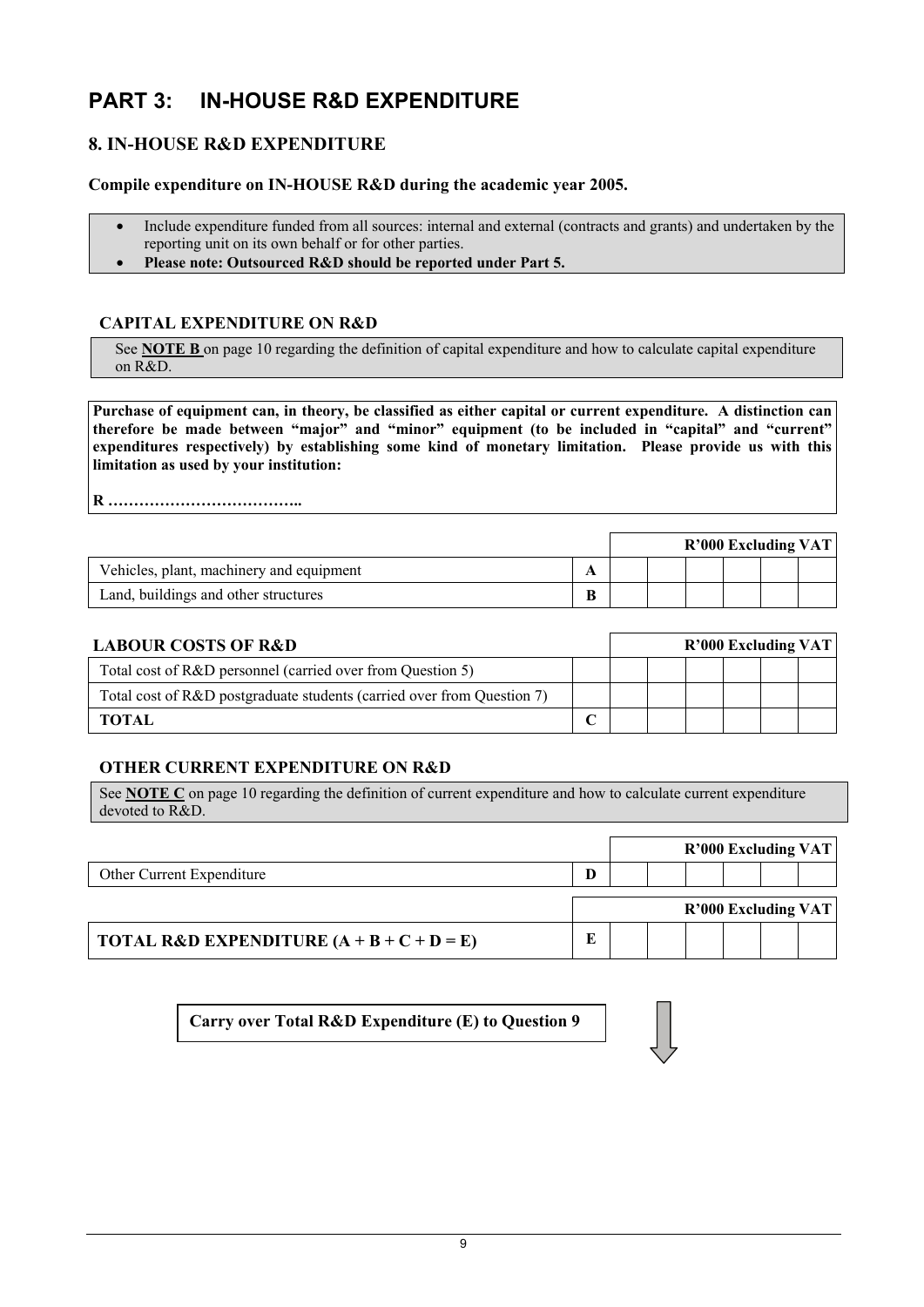# PART 3: IN-HOUSE R&D EXPENDITURE

## 8. IN-HOUSE R&D EXPENDITURE

**Compile expenditure on IN-HOUSE R&D during the academic year 2005.**

- Include expenditure funded from all sources: internal and external (contracts and grants) and undertaken by the reporting unit on its own behalf or for other parties.
- **Please note: Outsourced R&D should be reported under Part 5.**

### CAPITAL EXPENDITURE ON R&D

See **NOTE B** on page 10 regarding the definition of capital expenditure and how to calculate capital expenditure on R&D.

**Purchase of equipment can, in theory, be classified as either capital or current expenditure. A distinction can therefore be made between "major" and "minor" equipment (to be included in "capital" and "current" expenditures respectively) by establishing some kind of monetary limitation. Please provide us with this limitation as used by your institution:**

**R ………………………………..**

| | | R'000 Excluding VAT |
|---|---|---|
| Vehicles, plant, machinery and equipment | A | |
| Land, buildings and other structures | B | |

### LABOUR COSTS OF R&D

| | | R'000 Excluding VAT |
|---|---|---|
| Total cost of R&D personnel (carried over from Question 5) | | |
| Total cost of R&D postgraduate students (carried over from Question 7) | | |
| **TOTAL** | C | |

### OTHER CURRENT EXPENDITURE ON R&D

See **NOTE C** on page 10 regarding the definition of current expenditure and how to calculate current expenditure devoted to R&D.

| | | R'000 Excluding VAT |
|---|---|---|
| Other Current Expenditure | D | |

| | | R'000 Excluding VAT |
|---|---|---|
| **TOTAL R&D EXPENDITURE (A + B + C + D = E)** | E | |

**Carry over Total R&D Expenditure (E) to Question 9**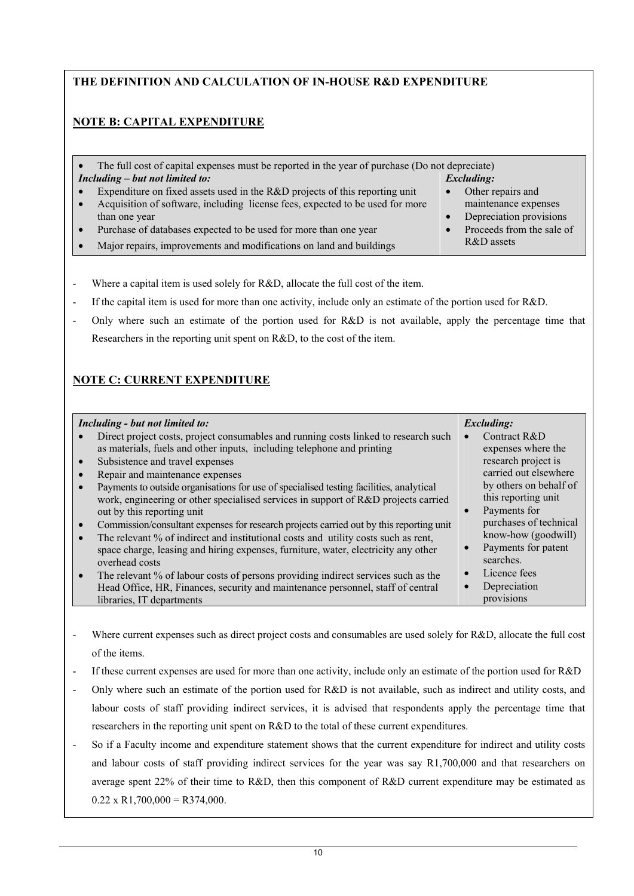## THE DEFINITION AND CALCULATION OF IN-HOUSE R&D EXPENDITURE

### NOTE B: CAPITAL EXPENDITURE

- The full cost of capital expenses must be reported in the year of purchase (Do not depreciate)

| *Including – but not limited to:* | *Excluding:* |
|---|---|
| • Expenditure on fixed assets used in the R&D projects of this reporting unit<br>• Acquisition of software, including license fees, expected to be used for more than one year<br>• Purchase of databases expected to be used for more than one year<br>• Major repairs, improvements and modifications on land and buildings | • Other repairs and maintenance expenses<br>• Depreciation provisions<br>• Proceeds from the sale of R&D assets |

- Where a capital item is used solely for R&D, allocate the full cost of the item.
- If the capital item is used for more than one activity, include only an estimate of the portion used for R&D.
- Only where such an estimate of the portion used for R&D is not available, apply the percentage time that Researchers in the reporting unit spent on R&D, to the cost of the item.

### NOTE C: CURRENT EXPENDITURE

| *Including - but not limited to:* | *Excluding:* |
|---|---|
| • Direct project costs, project consumables and running costs linked to research such as materials, fuels and other inputs, including telephone and printing<br>• Subsistence and travel expenses<br>• Repair and maintenance expenses<br>• Payments to outside organisations for use of specialised testing facilities, analytical work, engineering or other specialised services in support of R&D projects carried out by this reporting unit<br>• Commission/consultant expenses for research projects carried out by this reporting unit<br>• The relevant % of indirect and institutional costs and utility costs such as rent, space charge, leasing and hiring expenses, furniture, water, electricity any other overhead costs<br>• The relevant % of labour costs of persons providing indirect services such as the Head Office, HR, Finances, security and maintenance personnel, staff of central libraries, IT departments | • Contract R&D expenses where the research project is carried out elsewhere by others on behalf of this reporting unit<br>• Payments for purchases of technical know-how (goodwill)<br>• Payments for patent searches.<br>• Licence fees<br>• Depreciation provisions |

- Where current expenses such as direct project costs and consumables are used solely for R&D, allocate the full cost of the items.
- If these current expenses are used for more than one activity, include only an estimate of the portion used for R&D
- Only where such an estimate of the portion used for R&D is not available, such as indirect and utility costs, and labour costs of staff providing indirect services, it is advised that respondents apply the percentage time that researchers in the reporting unit spent on R&D to the total of these current expenditures.
- So if a Faculty income and expenditure statement shows that the current expenditure for indirect and utility costs and labour costs of staff providing indirect services for the year was say R1,700,000 and that researchers on average spent 22% of their time to R&D, then this component of R&D current expenditure may be estimated as 0.22 x R1,700,000 = R374,000.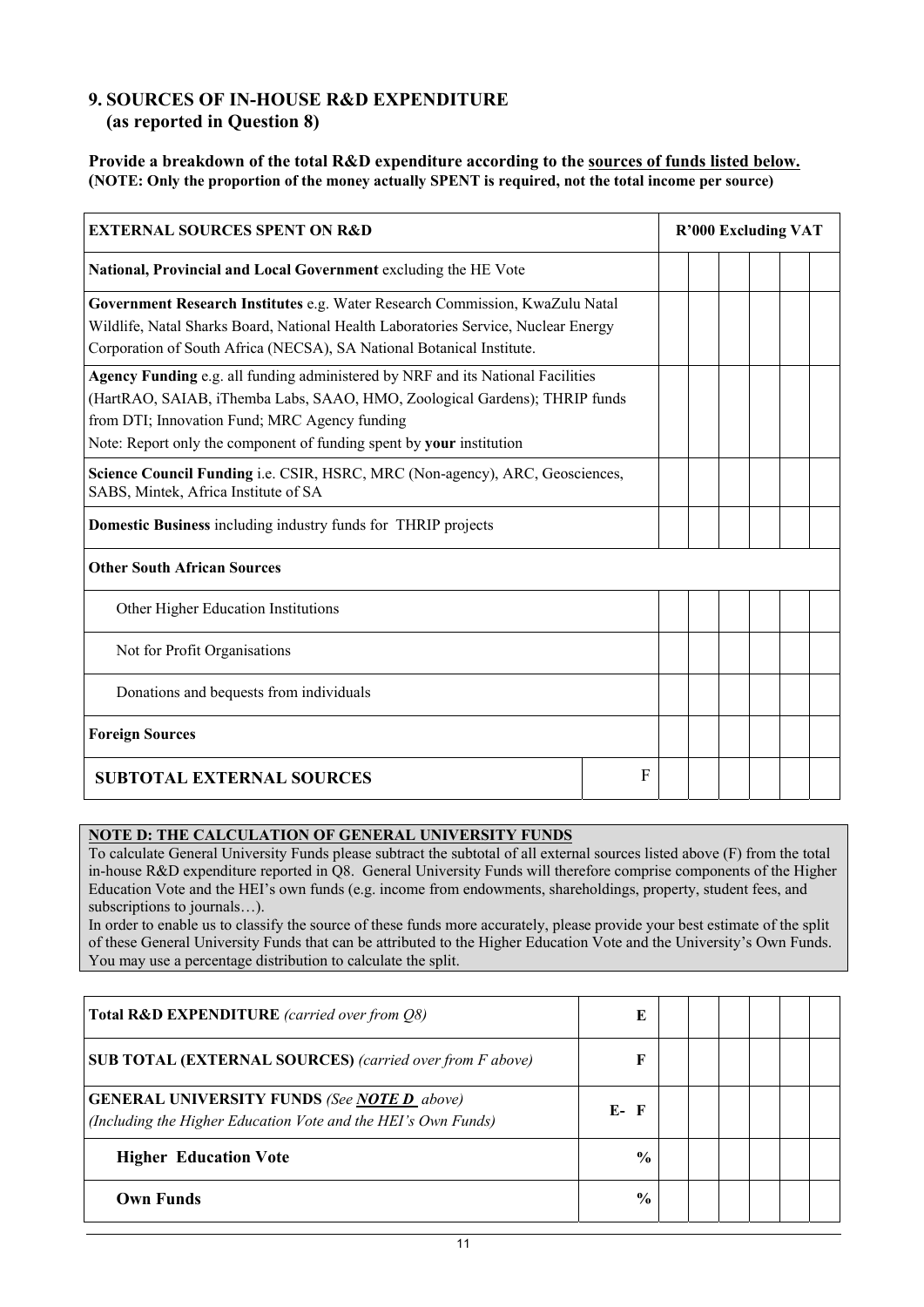## 9. SOURCES OF IN-HOUSE R&D EXPENDITURE
### (as reported in Question 8)

**Provide a breakdown of the total R&D expenditure according to the sources of funds listed below.**
**(NOTE: Only the proportion of the money actually SPENT is required, not the total income per source)**

| EXTERNAL SOURCES SPENT ON R&D | | R'000 Excluding VAT | | | | | |
|---|---|---|---|---|---|---|---|
| **National, Provincial and Local Government** excluding the HE Vote | | | | | | | |
| **Government Research Institutes** e.g. Water Research Commission, KwaZulu Natal Wildlife, Natal Sharks Board, National Health Laboratories Service, Nuclear Energy Corporation of South Africa (NECSA), SA National Botanical Institute. | | | | | | | |
| **Agency Funding** e.g. all funding administered by NRF and its National Facilities (HartRAO, SAIAB, iThemba Labs, SAAO, HMO, Zoological Gardens); THRIP funds from DTI; Innovation Fund; MRC Agency funding<br>Note: Report only the component of funding spent by **your** institution | | | | | | | |
| **Science Council Funding** i.e. CSIR, HSRC, MRC (Non-agency), ARC, Geosciences, SABS, Mintek, Africa Institute of SA | | | | | | | |
| **Domestic Business** including industry funds for THRIP projects | | | | | | | |
| **Other South African Sources** | | | | | | | |
| Other Higher Education Institutions | | | | | | | |
| Not for Profit Organisations | | | | | | | |
| Donations and bequests from individuals | | | | | | | |
| **Foreign Sources** | | | | | | | |
| **SUBTOTAL EXTERNAL SOURCES** | F | | | | | | |

**NOTE D: THE CALCULATION OF GENERAL UNIVERSITY FUNDS**
To calculate General University Funds please subtract the subtotal of all external sources listed above (F) from the total in-house R&D expenditure reported in Q8. General University Funds will therefore comprise components of the Higher Education Vote and the HEI's own funds (e.g. income from endowments, shareholdings, property, student fees, and subscriptions to journals…).
In order to enable us to classify the source of these funds more accurately, please provide your best estimate of the split of these General University Funds that can be attributed to the Higher Education Vote and the University's Own Funds. You may use a percentage distribution to calculate the split.

| | | | | | | | |
|---|---|---|---|---|---|---|---|
| **Total R&D EXPENDITURE** *(carried over from Q8)* | **E** | | | | | | |
| **SUB TOTAL (EXTERNAL SOURCES)** *(carried over from F above)* | **F** | | | | | | |
| **GENERAL UNIVERSITY FUNDS** *(See **NOTE D** above)*<br>*(Including the Higher Education Vote and the HEI's Own Funds)* | **E- F** | | | | | | |
| **Higher Education Vote** | **%** | | | | | | |
| **Own Funds** | **%** | | | | | | |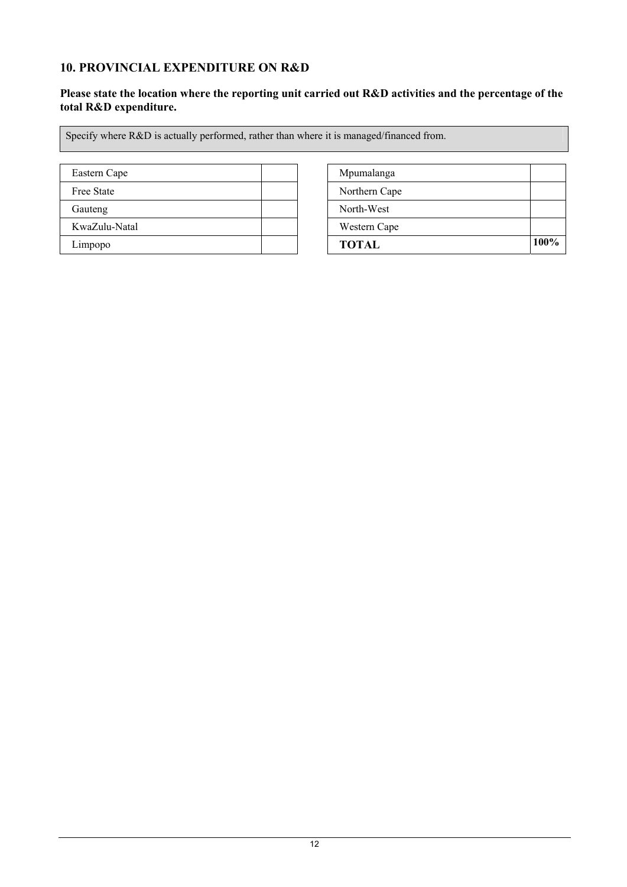## 10. PROVINCIAL EXPENDITURE ON R&D

**Please state the location where the reporting unit carried out R&D activities and the percentage of the total R&D expenditure.**

Specify where R&D is actually performed, rather than where it is managed/financed from.

| Province | % | Province | % |
|---|---|---|---|
| Eastern Cape | | Mpumalanga | |
| Free State | | Northern Cape | |
| Gauteng | | North-West | |
| KwaZulu-Natal | | Western Cape | |
| Limpopo | | **TOTAL** | **100%** |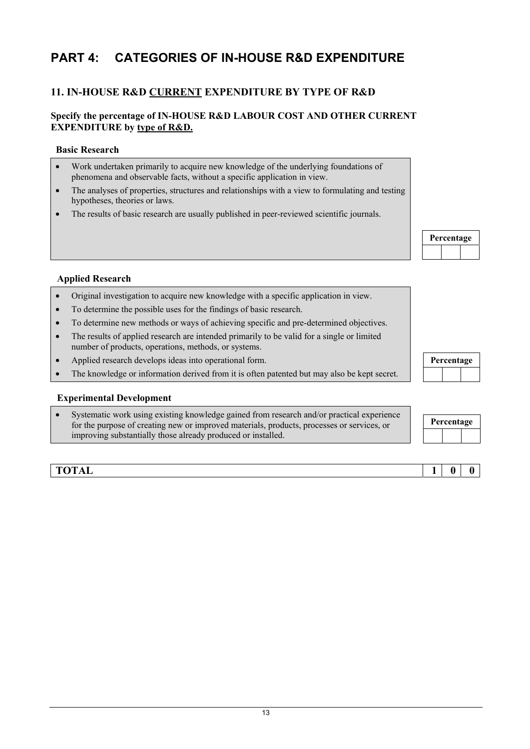# PART 4: CATEGORIES OF IN-HOUSE R&D EXPENDITURE

## 11. IN-HOUSE R&D CURRENT EXPENDITURE BY TYPE OF R&D

**Specify the percentage of IN-HOUSE R&D LABOUR COST AND OTHER CURRENT EXPENDITURE by type of R&D.**

### Basic Research

- Work undertaken primarily to acquire new knowledge of the underlying foundations of phenomena and observable facts, without a specific application in view.
- The analyses of properties, structures and relationships with a view to formulating and testing hypotheses, theories or laws.
- The results of basic research are usually published in peer-reviewed scientific journals.

| Percentage | | |
|---|---|---|
| | | |

### Applied Research

- Original investigation to acquire new knowledge with a specific application in view.
- To determine the possible uses for the findings of basic research.
- To determine new methods or ways of achieving specific and pre-determined objectives.
- The results of applied research are intended primarily to be valid for a single or limited number of products, operations, methods, or systems.
- Applied research develops ideas into operational form.
- The knowledge or information derived from it is often patented but may also be kept secret.

| Percentage | | |
|---|---|---|
| | | |

### Experimental Development

- Systematic work using existing knowledge gained from research and/or practical experience for the purpose of creating new or improved materials, products, processes or services, or improving substantially those already produced or installed.

| Percentage | | |
|---|---|---|
| | | |

| **TOTAL** | **1** | **0** | **0** |
|---|---|---|---|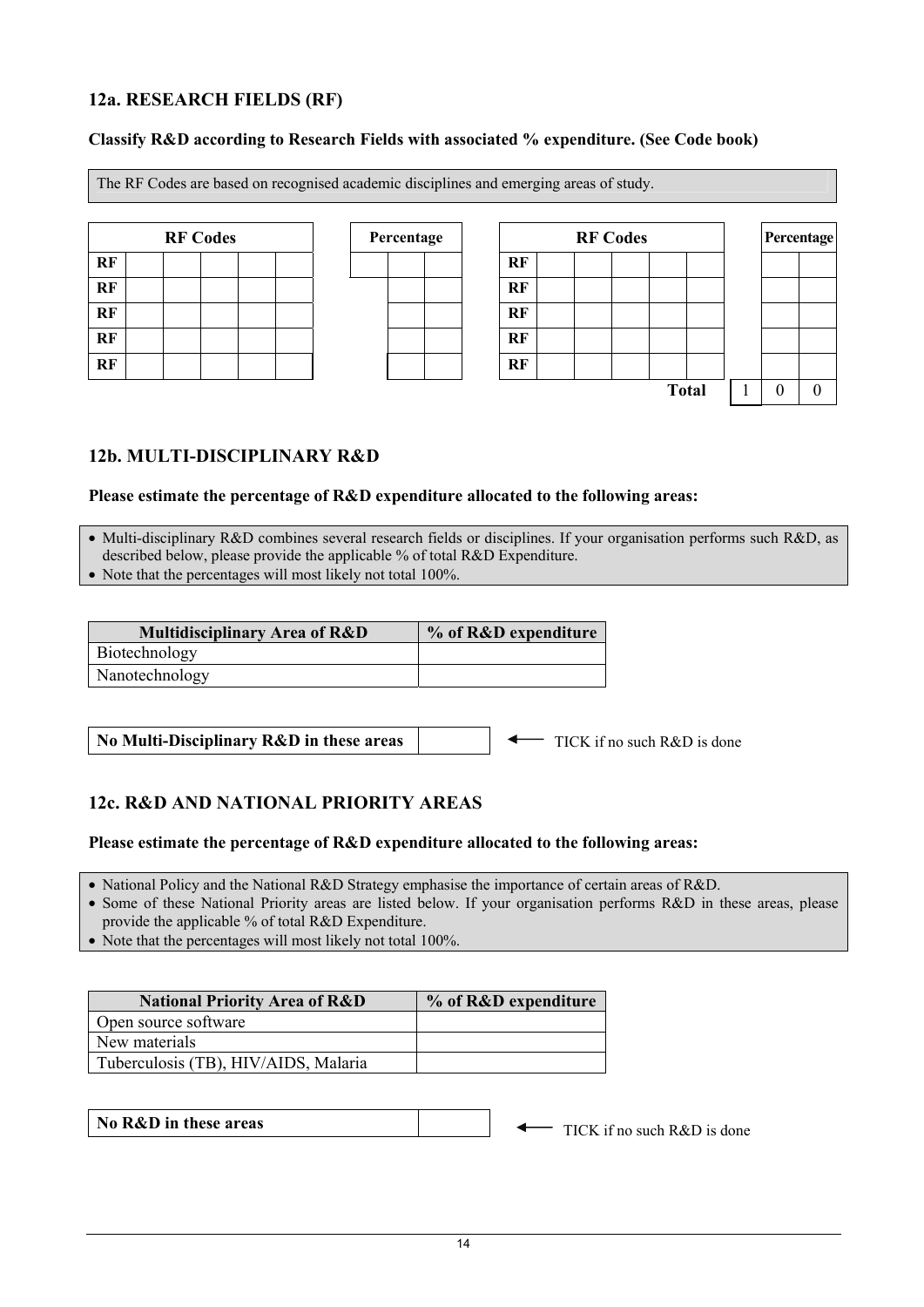## 12a. RESEARCH FIELDS (RF)

**Classify R&D according to Research Fields with associated % expenditure. (See Code book)**

The RF Codes are based on recognised academic disciplines and emerging areas of study.

| RF Codes | | | | | | Percentage | | | RF Codes | | | | | | Percentage | | |
|---|---|---|---|---|---|---|---|---|---|---|---|---|---|---|---|---|---|
| RF | | | | | | | | | RF | | | | | | | | |
| RF | | | | | | | | | RF | | | | | | | | |
| RF | | | | | | | | | RF | | | | | | | | |
| RF | | | | | | | | | RF | | | | | | | | |
| RF | | | | | | | | | RF | | | | | | | | |
| | | | | | | | | | | | | | | **Total** | 1 | 0 | 0 |

## 12b. MULTI-DISCIPLINARY R&D

**Please estimate the percentage of R&D expenditure allocated to the following areas:**

- Multi-disciplinary R&D combines several research fields or disciplines. If your organisation performs such R&D, as described below, please provide the applicable % of total R&D Expenditure.
- Note that the percentages will most likely not total 100%.

| Multidisciplinary Area of R&D | % of R&D expenditure |
|---|---|
| Biotechnology | |
| Nanotechnology | |

| No Multi-Disciplinary R&D in these areas | |
|---|---|

← TICK if no such R&D is done

## 12c. R&D AND NATIONAL PRIORITY AREAS

**Please estimate the percentage of R&D expenditure allocated to the following areas:**

- National Policy and the National R&D Strategy emphasise the importance of certain areas of R&D.
- Some of these National Priority areas are listed below. If your organisation performs R&D in these areas, please provide the applicable % of total R&D Expenditure.
- Note that the percentages will most likely not total 100%.

| National Priority Area of R&D | % of R&D expenditure |
|---|---|
| Open source software | |
| New materials | |
| Tuberculosis (TB), HIV/AIDS, Malaria | |

| No R&D in these areas | |
|---|---|

← TICK if no such R&D is done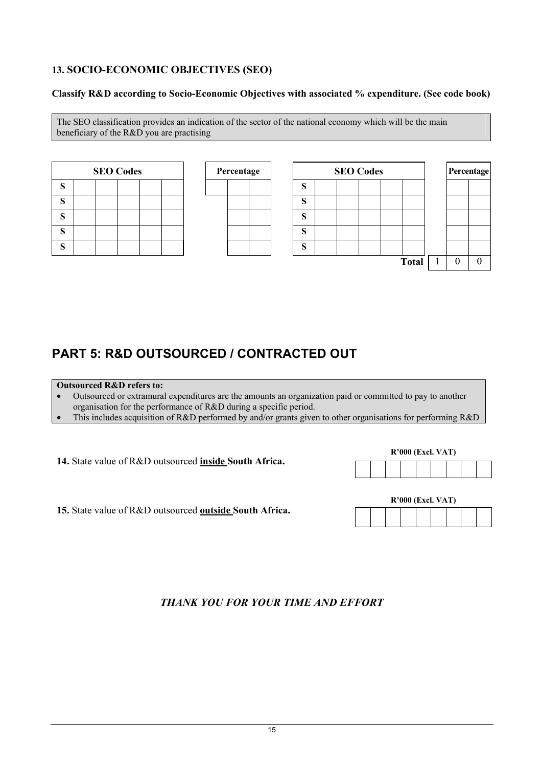### 13. SOCIO-ECONOMIC OBJECTIVES (SEO)

**Classify R&D according to Socio-Economic Objectives with associated % expenditure. (See code book)**

The SEO classification provides an indication of the sector of the national economy which will be the main beneficiary of the R&D you are practising

| SEO Codes | | | | | | Percentage | | | SEO Codes | | | | | | Percentage | | |
|---|---|---|---|---|---|---|---|---|---|---|---|---|---|---|---|---|---|
| S | | | | | | | | | S | | | | | | | | |
| S | | | | | | | | | S | | | | | | | | |
| S | | | | | | | | | S | | | | | | | | |
| S | | | | | | | | | S | | | | | | | | |
| S | | | | | | | | | S | | | | | | | | |
| | | | | | | | | | | | | | | **Total** | 1 | 0 | 0 |

## PART 5: R&D OUTSOURCED / CONTRACTED OUT

**Outsourced R&D refers to:**

- Outsourced or extramural expenditures are the amounts an organization paid or committed to pay to another organisation for the performance of R&D during a specific period.
- This includes acquisition of R&D performed by and/or grants given to other organisations for performing R&D

**14.** State value of R&D outsourced **inside** **South Africa.**

**R'000 (Excl. VAT)**

| | | | | | | | | |
|---|---|---|---|---|---|---|---|---|
| | | | | | | | | |

**15.** State value of R&D outsourced **outside** **South Africa.**

**R'000 (Excl. VAT)**

| | | | | | | | | |
|---|---|---|---|---|---|---|---|---|
| | | | | | | | | |

*THANK YOU FOR YOUR TIME AND EFFORT*